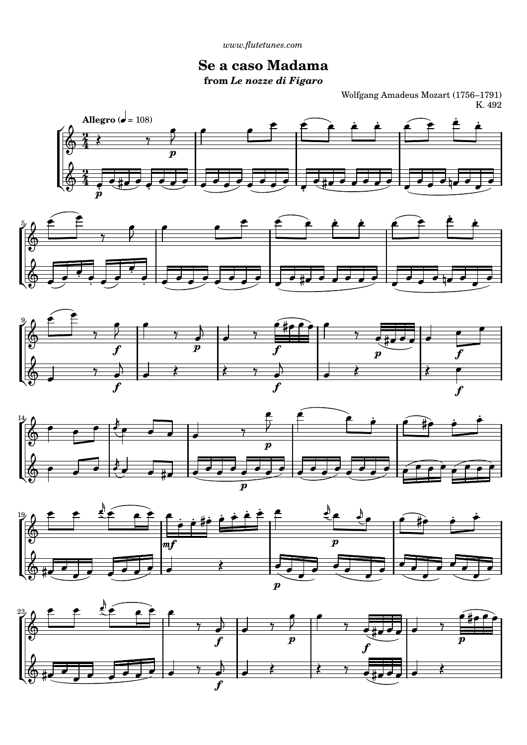www.flutetunes.com

# Se a caso Madama

**from *Le nozze di Figaro***

Wolfgang Amadeus Mozart (1756–1791)
K. 492

**Allegro** (♩ = 108)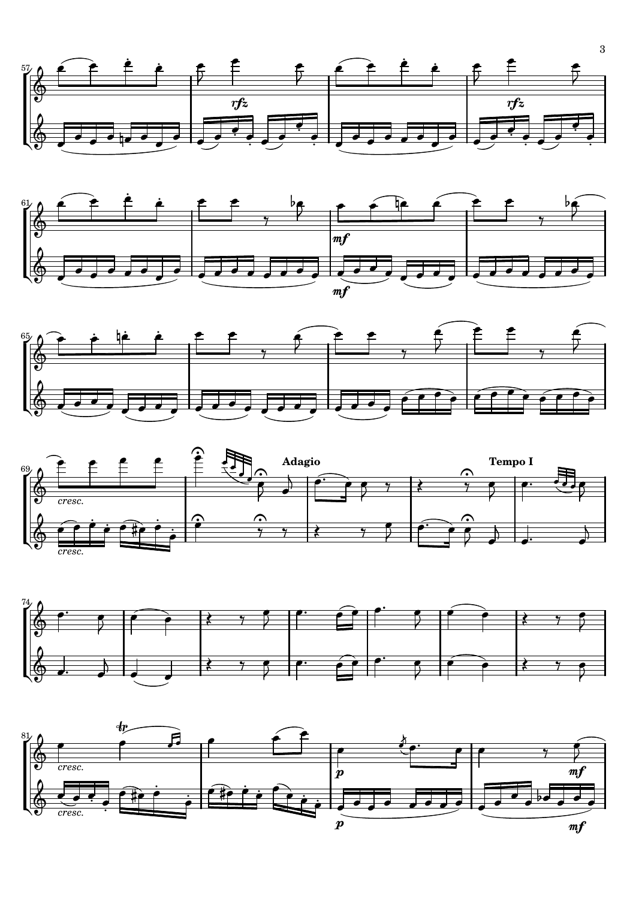Adagio

Tempo I